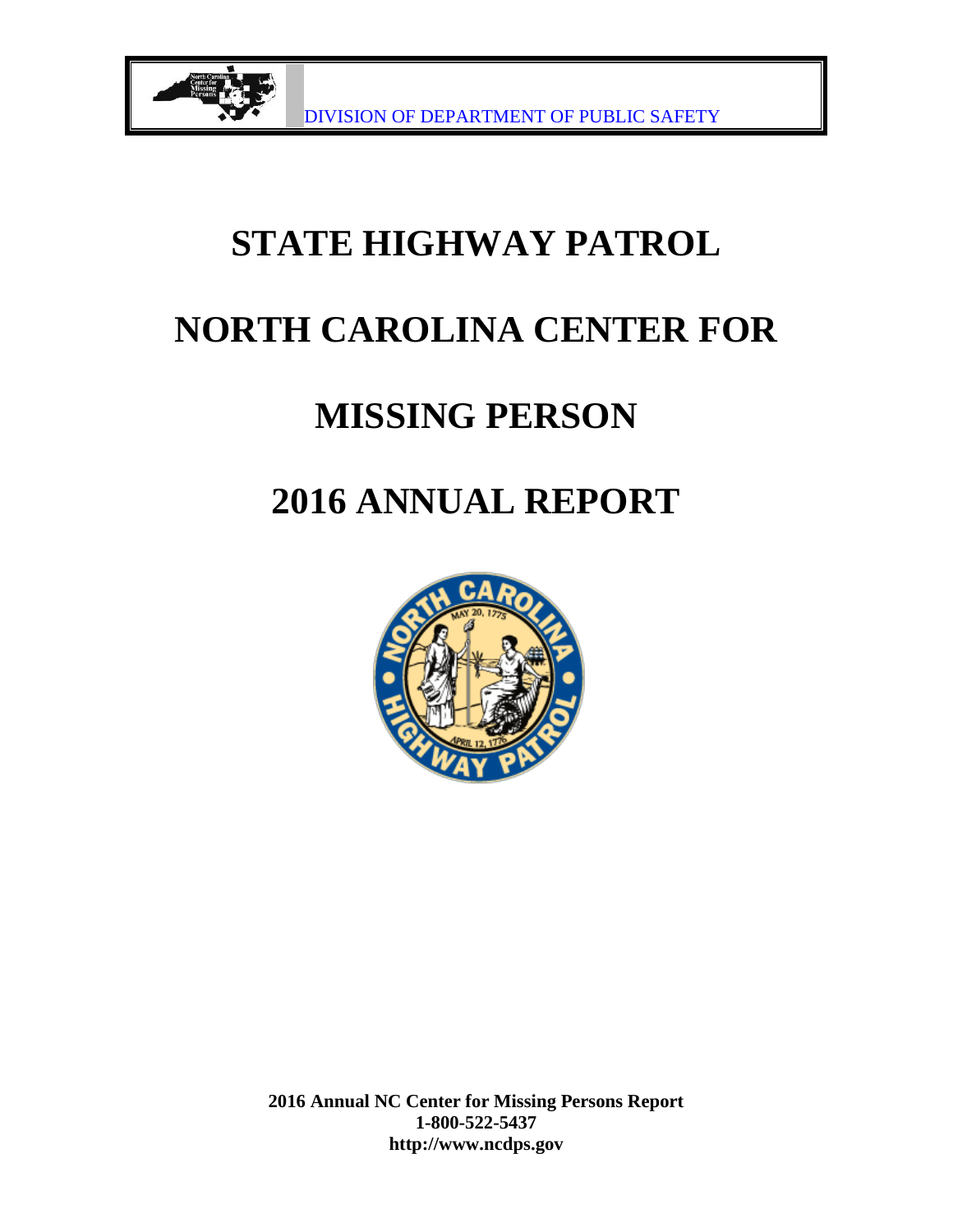DIVISION OF DEPARTMENT OF PUBLIC SAFETY

# STATE HIGHWAY PATROL

# NORTH CAROLINA CENTER FOR

# MISSING PERSON

# 2016 ANNUAL REPORT

**2016 Annual NC Center for Missing Persons Report**
**1-800-522-5437**
**http://www.ncdps.gov**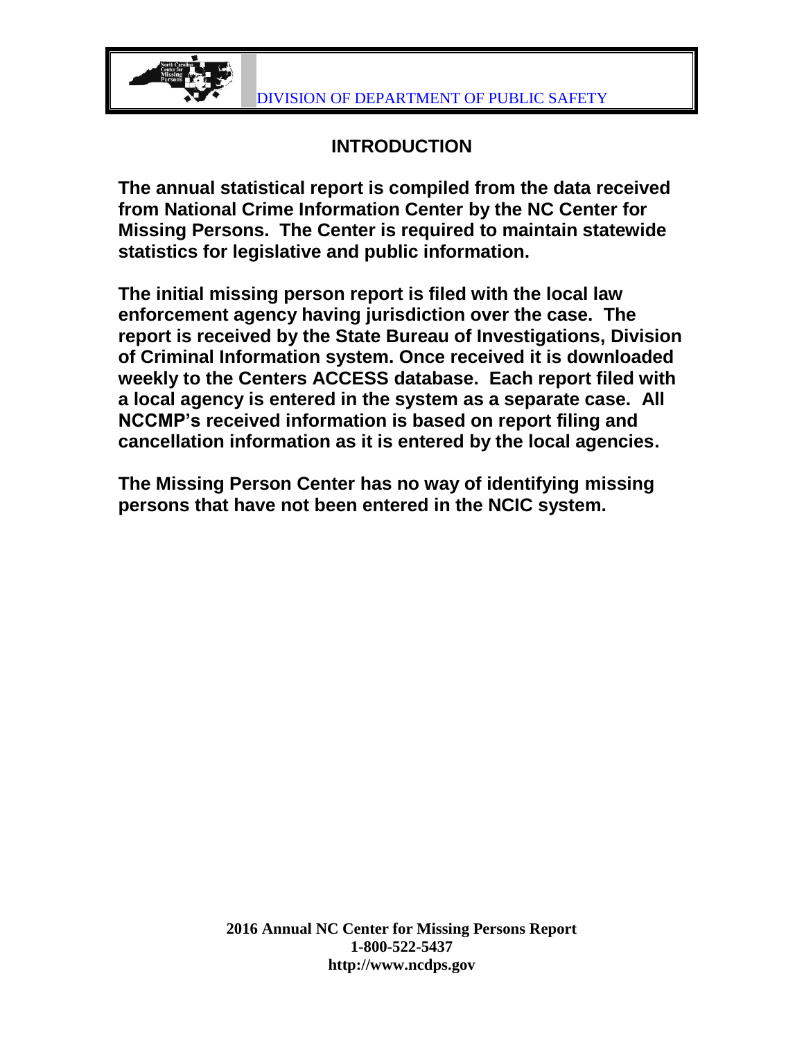DIVISION OF DEPARTMENT OF PUBLIC SAFETY

## INTRODUCTION

**The annual statistical report is compiled from the data received from National Crime Information Center by the NC Center for Missing Persons. The Center is required to maintain statewide statistics for legislative and public information.**

**The initial missing person report is filed with the local law enforcement agency having jurisdiction over the case. The report is received by the State Bureau of Investigations, Division of Criminal Information system. Once received it is downloaded weekly to the Centers ACCESS database. Each report filed with a local agency is entered in the system as a separate case. All NCCMP's received information is based on report filing and cancellation information as it is entered by the local agencies.**

**The Missing Person Center has no way of identifying missing persons that have not been entered in the NCIC system.**

**2016 Annual NC Center for Missing Persons Report**
**1-800-522-5437**
**http://www.ncdps.gov**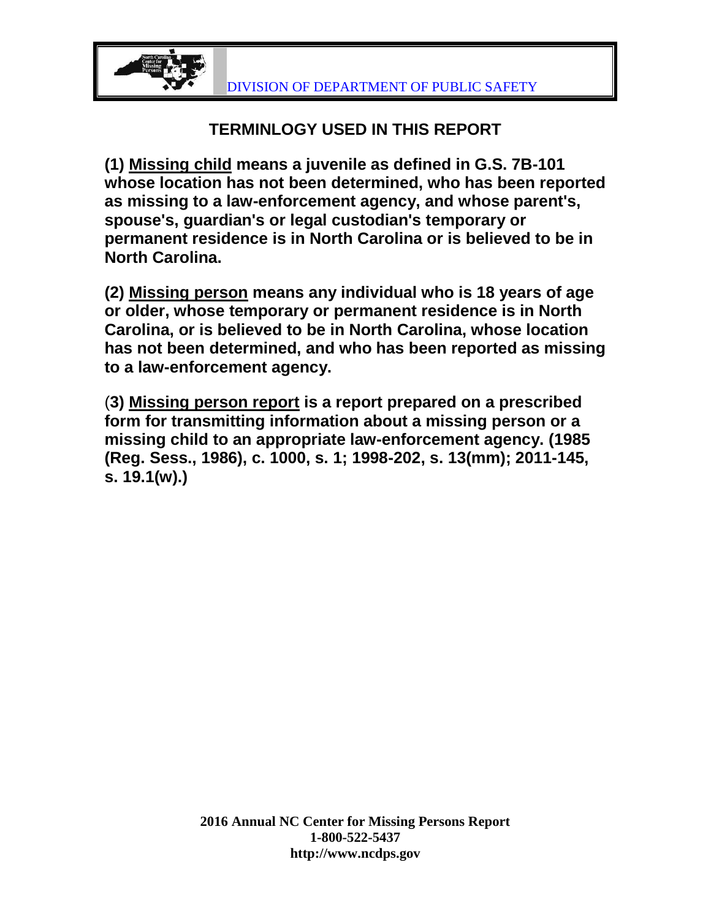DIVISION OF DEPARTMENT OF PUBLIC SAFETY

## TERMINLOGY USED IN THIS REPORT

**(1) Missing child means a juvenile as defined in G.S. 7B-101 whose location has not been determined, who has been reported as missing to a law-enforcement agency, and whose parent's, spouse's, guardian's or legal custodian's temporary or permanent residence is in North Carolina or is believed to be in North Carolina.**

**(2) Missing person means any individual who is 18 years of age or older, whose temporary or permanent residence is in North Carolina, or is believed to be in North Carolina, whose location has not been determined, and who has been reported as missing to a law-enforcement agency.**

(**3) Missing person report is a report prepared on a prescribed form for transmitting information about a missing person or a missing child to an appropriate law-enforcement agency. (1985 (Reg. Sess., 1986), c. 1000, s. 1; 1998-202, s. 13(mm); 2011-145, s. 19.1(w).)**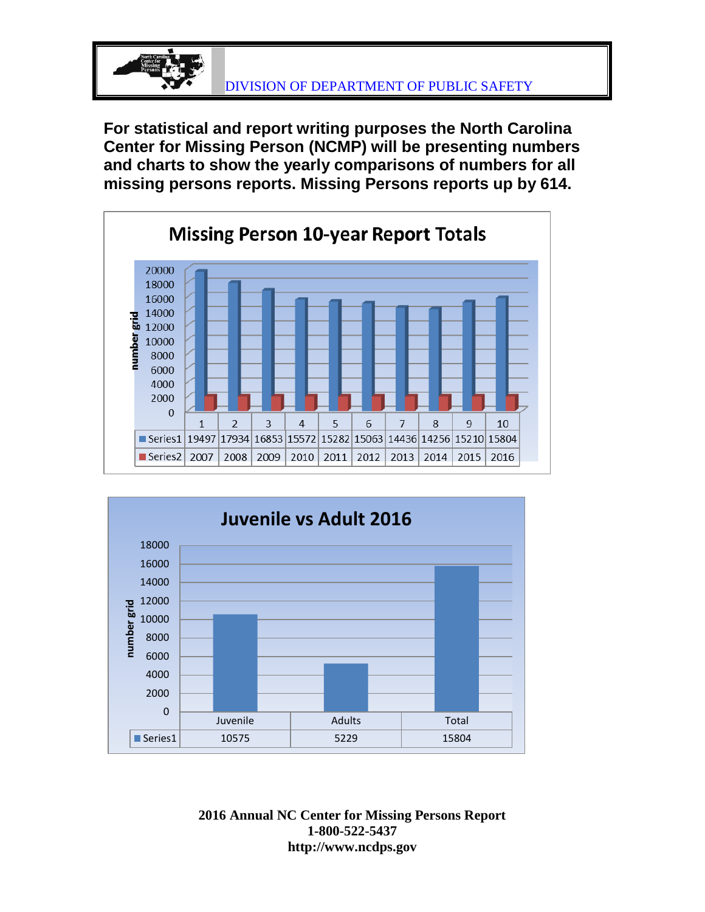DIVISION OF DEPARTMENT OF PUBLIC SAFETY

**For statistical and report writing purposes the North Carolina Center for Missing Person (NCMP) will be presenting numbers and charts to show the yearly comparisons of numbers for all missing persons reports. Missing Persons reports up by 614.**

## Missing Person 10-year Report Totals

| | 1 | 2 | 3 | 4 | 5 | 6 | 7 | 8 | 9 | 10 |
|---|---|---|---|---|---|---|---|---|---|---|
| Series1 | 19497 | 17934 | 16853 | 15572 | 15282 | 15063 | 14436 | 14256 | 15210 | 15804 |
| Series2 | 2007 | 2008 | 2009 | 2010 | 2011 | 2012 | 2013 | 2014 | 2015 | 2016 |

## Juvenile vs Adult 2016

| | Juvenile | Adults | Total |
|---|---|---|---|
| Series1 | 10575 | 5229 | 15804 |

**2016 Annual NC Center for Missing Persons Report**
**1-800-522-5437**
**http://www.ncdps.gov**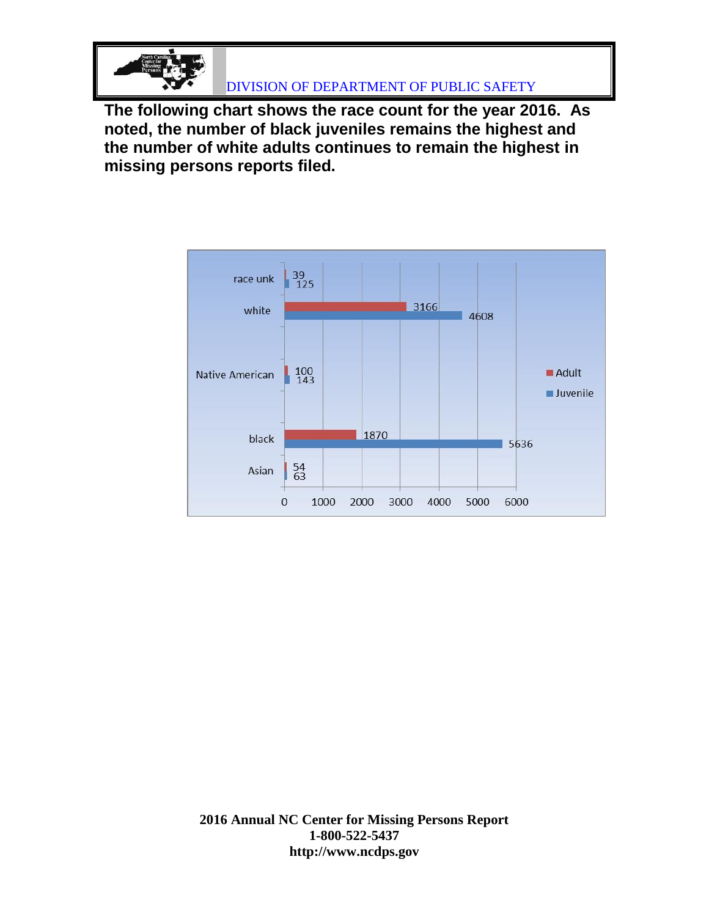**The following chart shows the race count for the year 2016. As noted, the number of black juveniles remains the highest and the number of white adults continues to remain the highest in missing persons reports filed.**

| Race | Adult | Juvenile |
|---|---|---|
| race unk | 39 | 125 |
| white | 3166 | 4608 |
| Native American | 100 | 143 |
| black | 1870 | 5636 |
| Asian | 54 | 63 |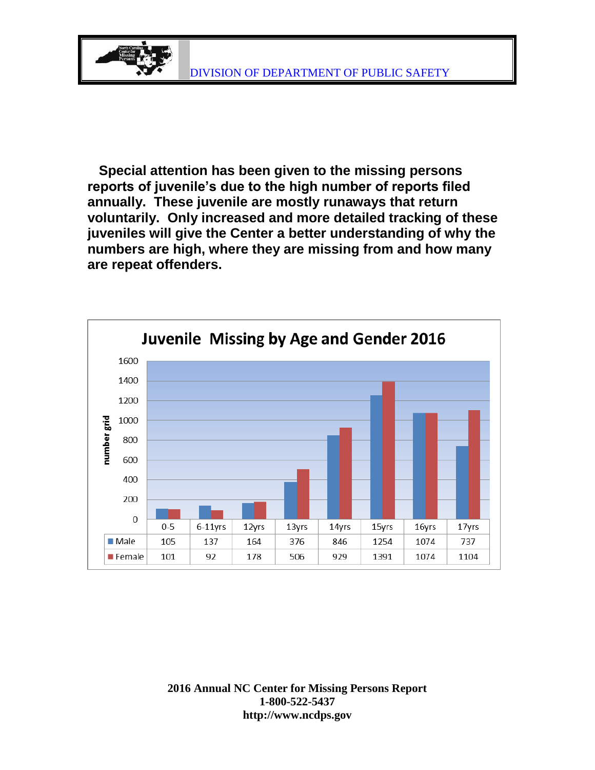**Special attention has been given to the missing persons reports of juvenile's due to the high number of reports filed annually. These juvenile are mostly runaways that return voluntarily. Only increased and more detailed tracking of these juveniles will give the Center a better understanding of why the numbers are high, where they are missing from and how many are repeat offenders.**

**Juvenile Missing by Age and Gender 2016**

| | 0-5 | 6-11yrs | 12yrs | 13yrs | 14yrs | 15yrs | 16yrs | 17yrs |
|---|---|---|---|---|---|---|---|---|
| Male | 105 | 137 | 164 | 376 | 846 | 1254 | 1074 | 737 |
| Female | 101 | 92 | 178 | 506 | 929 | 1391 | 1074 | 1104 |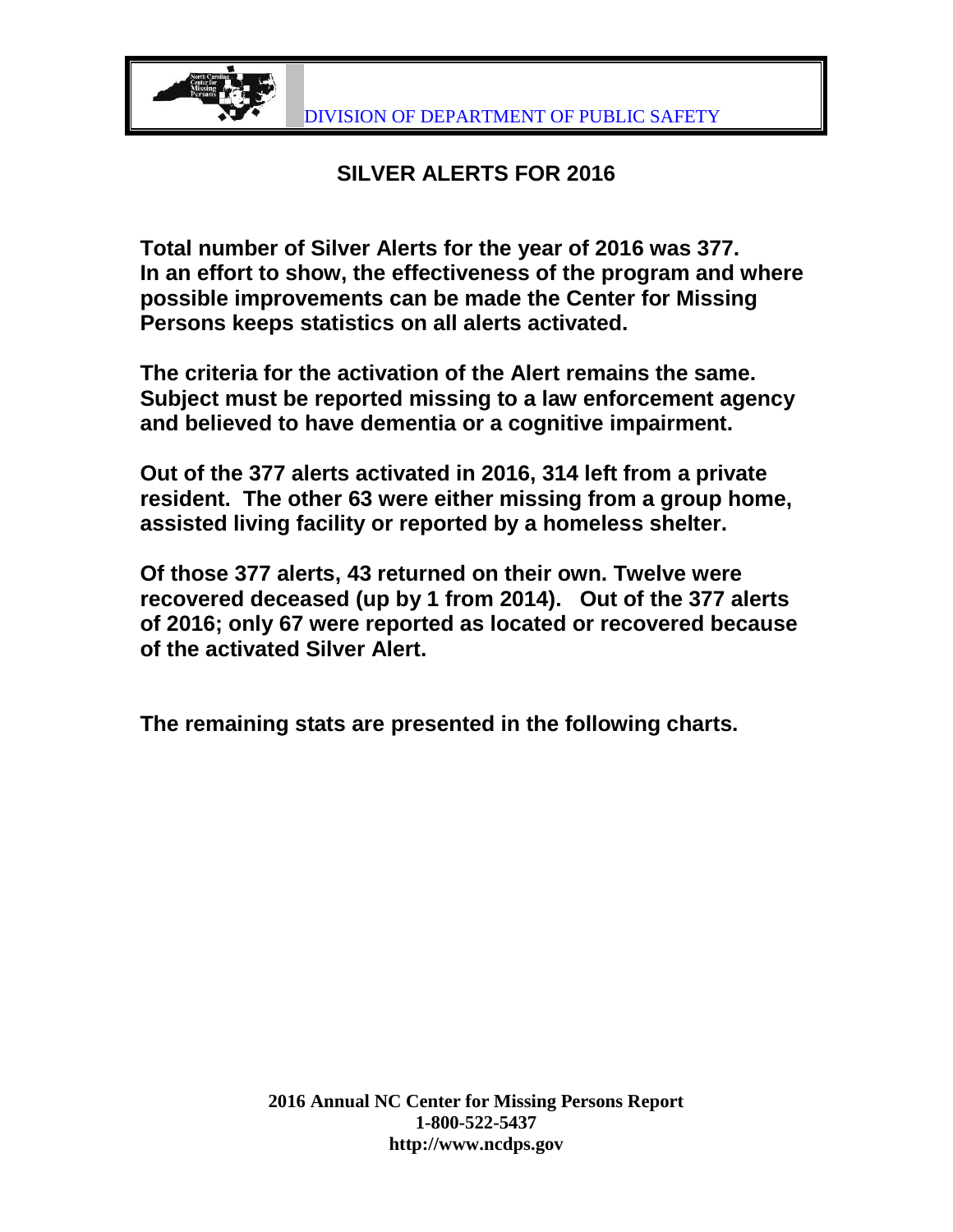DIVISION OF DEPARTMENT OF PUBLIC SAFETY

## SILVER ALERTS FOR 2016

**Total number of Silver Alerts for the year of 2016 was 377. In an effort to show, the effectiveness of the program and where possible improvements can be made the Center for Missing Persons keeps statistics on all alerts activated.**

**The criteria for the activation of the Alert remains the same. Subject must be reported missing to a law enforcement agency and believed to have dementia or a cognitive impairment.**

**Out of the 377 alerts activated in 2016, 314 left from a private resident. The other 63 were either missing from a group home, assisted living facility or reported by a homeless shelter.**

**Of those 377 alerts, 43 returned on their own. Twelve were recovered deceased (up by 1 from 2014). Out of the 377 alerts of 2016; only 67 were reported as located or recovered because of the activated Silver Alert.**

**The remaining stats are presented in the following charts.**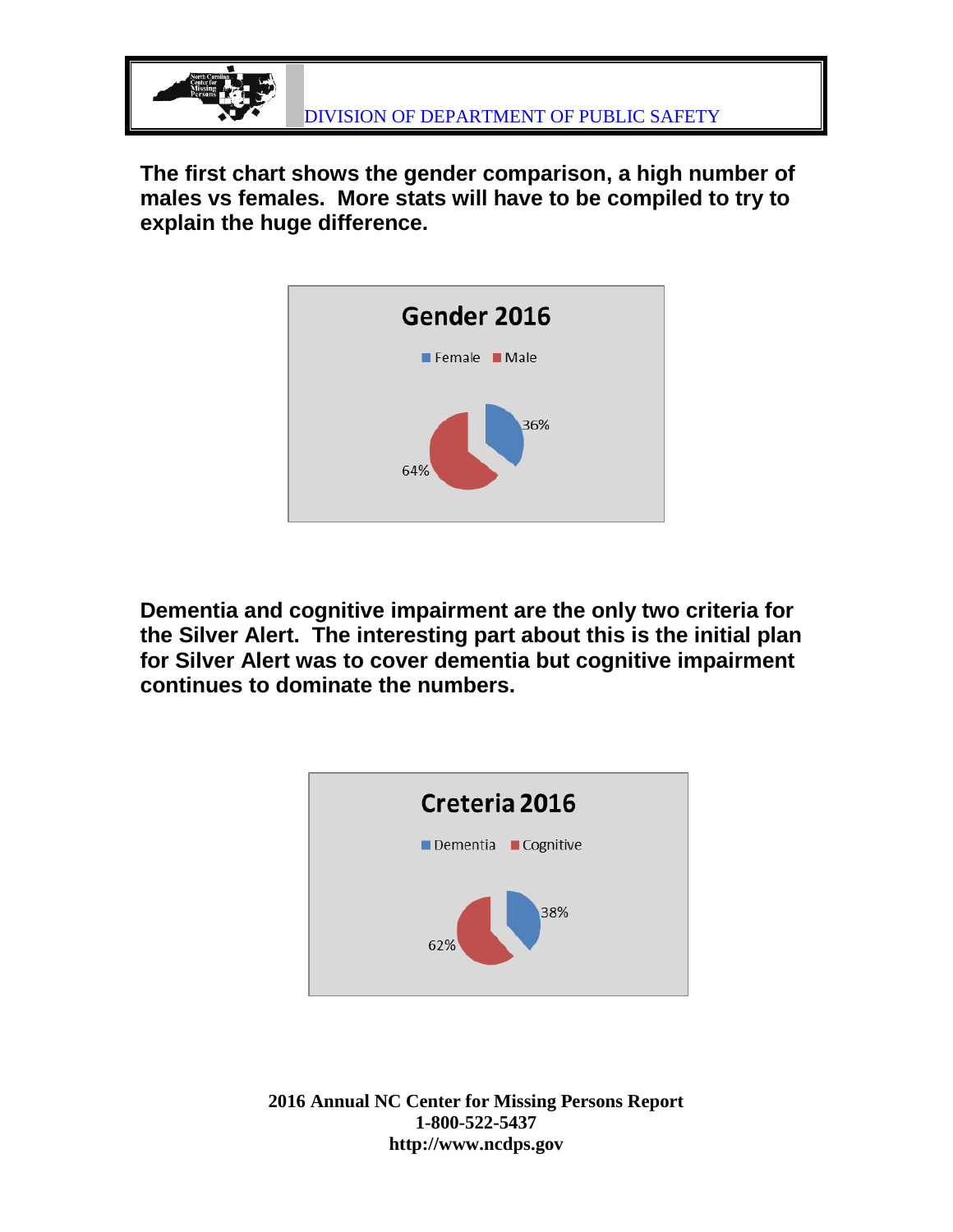**The first chart shows the gender comparison, a high number of males vs females. More stats will have to be compiled to try to explain the huge difference.**

**Gender 2016**

Female | Male

36%

64%

**Dementia and cognitive impairment are the only two criteria for the Silver Alert. The interesting part about this is the initial plan for Silver Alert was to cover dementia but cognitive impairment continues to dominate the numbers.**

**Creteria 2016**

Dementia | Cognitive

38%

62%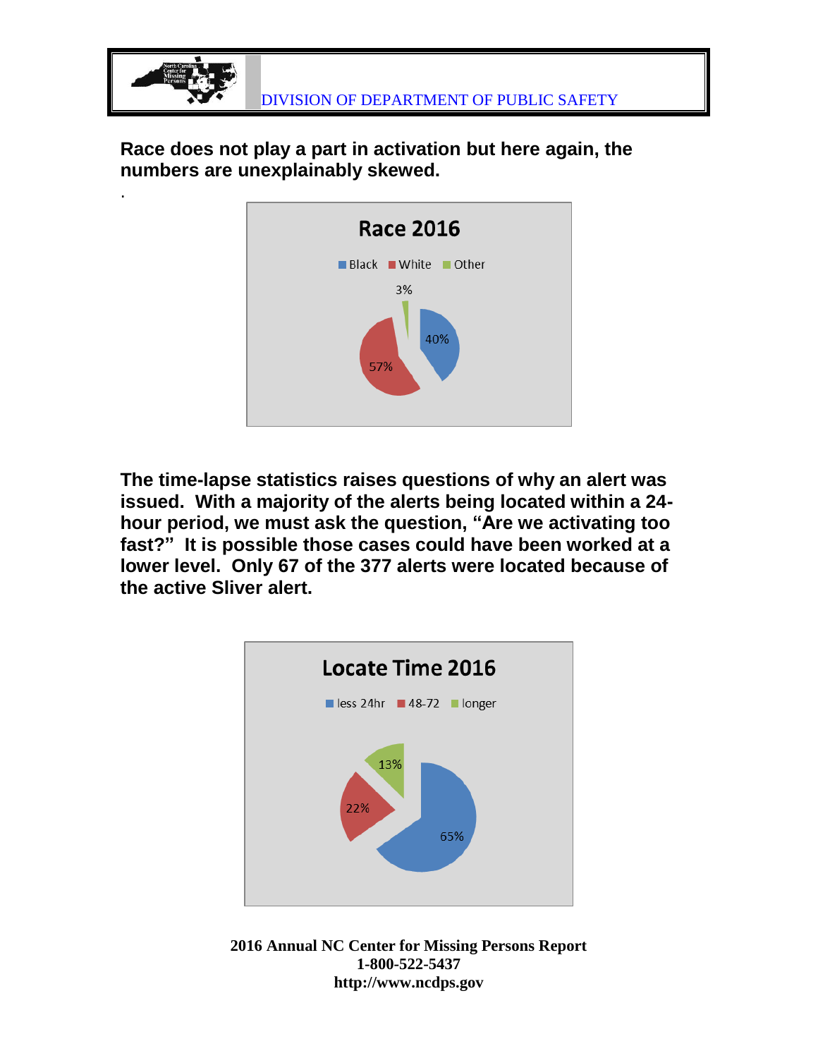**Race does not play a part in activation but here again, the numbers are unexplainably skewed.**

.

**Race 2016**

Black | White | Other

| Race | Percentage |
| --- | --- |
| Black | 40% |
| White | 57% |
| Other | 3% |

**The time-lapse statistics raises questions of why an alert was issued. With a majority of the alerts being located within a 24-hour period, we must ask the question, "Are we activating too fast?" It is possible those cases could have been worked at a lower level. Only 67 of the 377 alerts were located because of the active Sliver alert.**

**Locate Time 2016**

| Locate Time | Percentage |
| --- | --- |
| less 24hr | 65% |
| 48-72 | 22% |
| longer | 13% |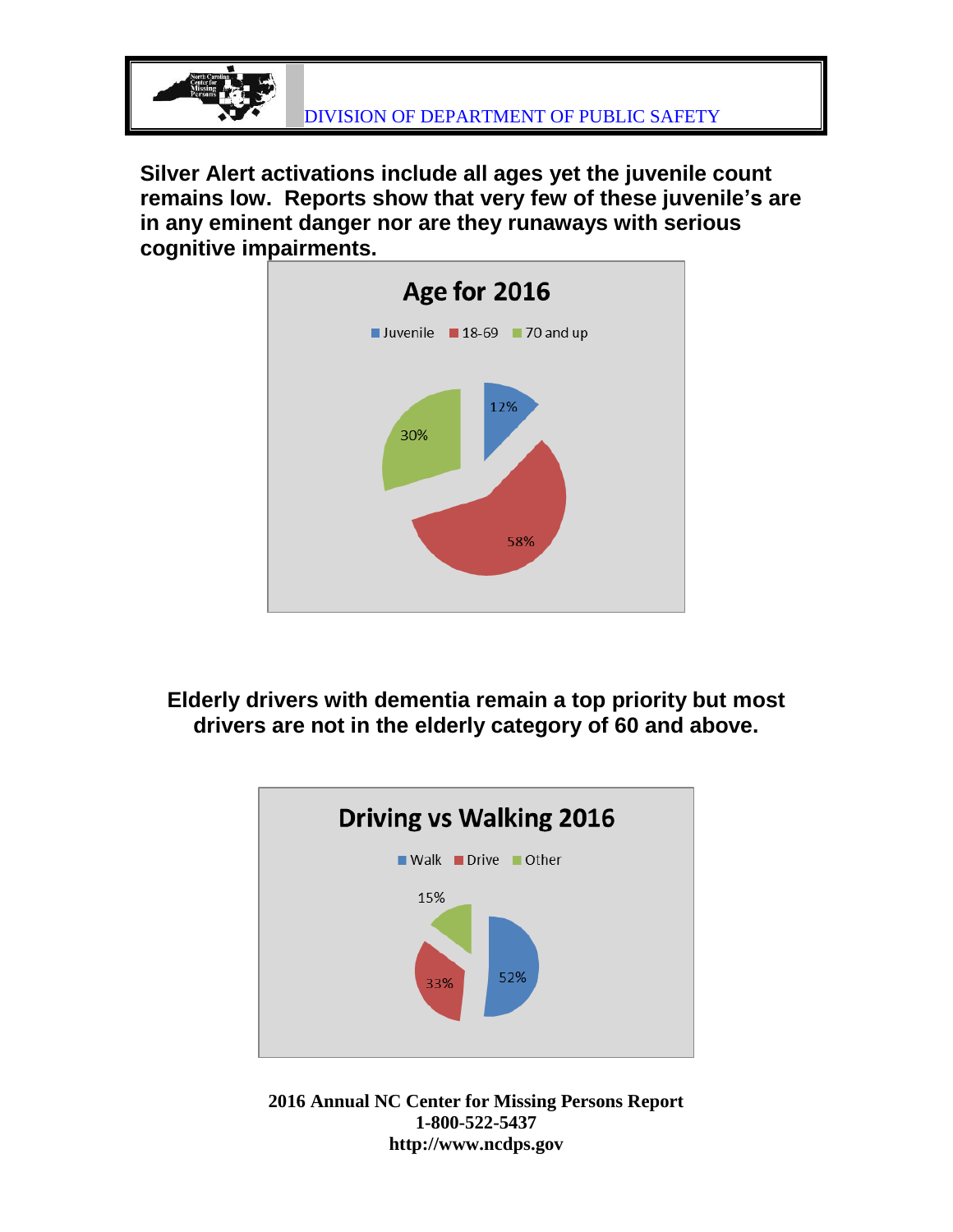DIVISION OF DEPARTMENT OF PUBLIC SAFETY

**Silver Alert activations include all ages yet the juvenile count remains low. Reports show that very few of these juvenile's are in any eminent danger nor are they runaways with serious cognitive impairments.**

**Age for 2016**

| Juvenile | 18-69 | 70 and up |
|---|---|---|
| 12% | 58% | 30% |

**Elderly drivers with dementia remain a top priority but most drivers are not in the elderly category of 60 and above.**

**Driving vs Walking 2016**

| Walk | Drive | Other |
|---|---|---|
| 52% | 33% | 15% |

**2016 Annual NC Center for Missing Persons Report**
**1-800-522-5437**
**http://www.ncdps.gov**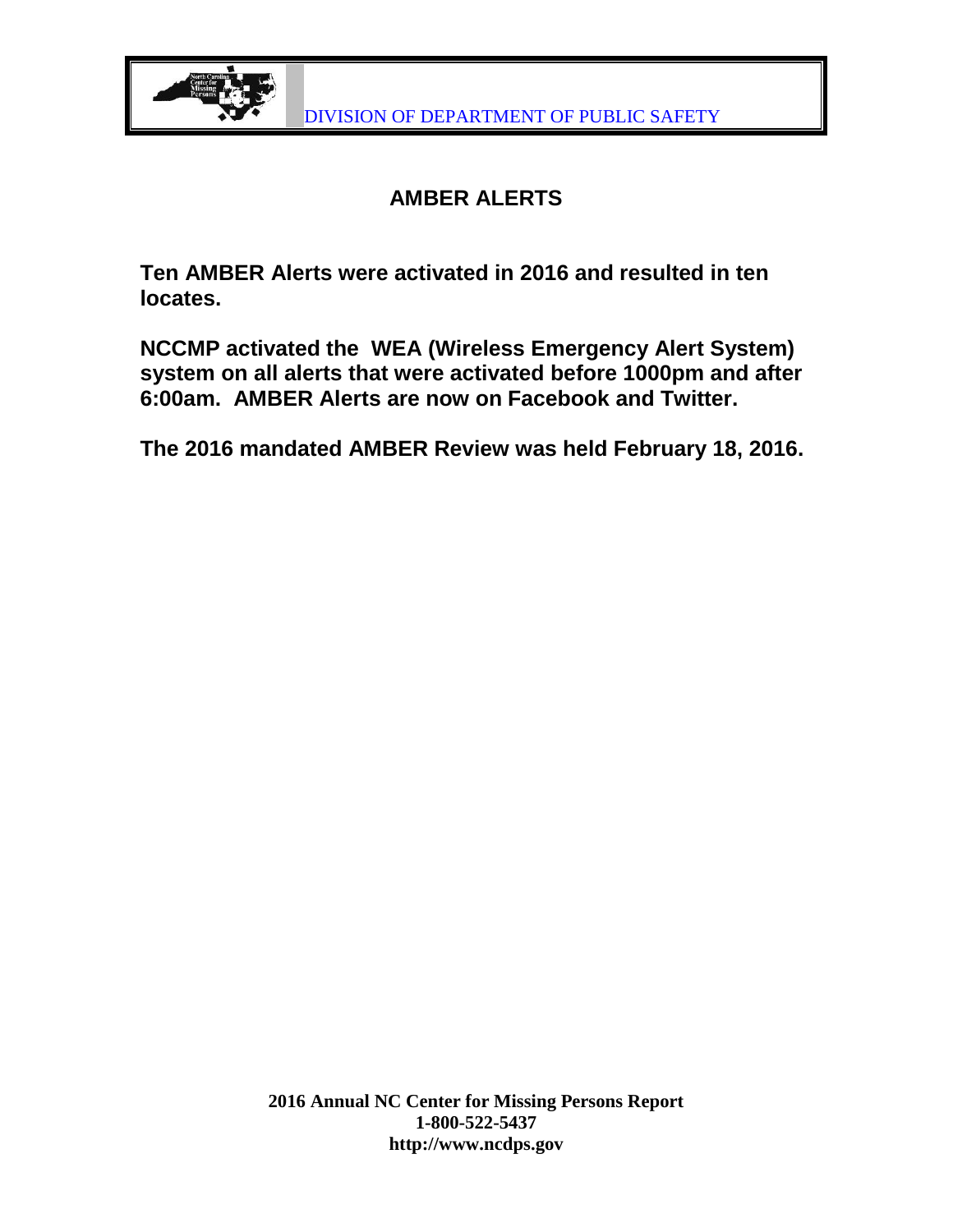DIVISION OF DEPARTMENT OF PUBLIC SAFETY

## AMBER ALERTS

**Ten AMBER Alerts were activated in 2016 and resulted in ten locates.**

**NCCMP activated the WEA (Wireless Emergency Alert System) system on all alerts that were activated before 1000pm and after 6:00am. AMBER Alerts are now on Facebook and Twitter.**

**The 2016 mandated AMBER Review was held February 18, 2016.**

**2016 Annual NC Center for Missing Persons Report**
**1-800-522-5437**
**http://www.ncdps.gov**